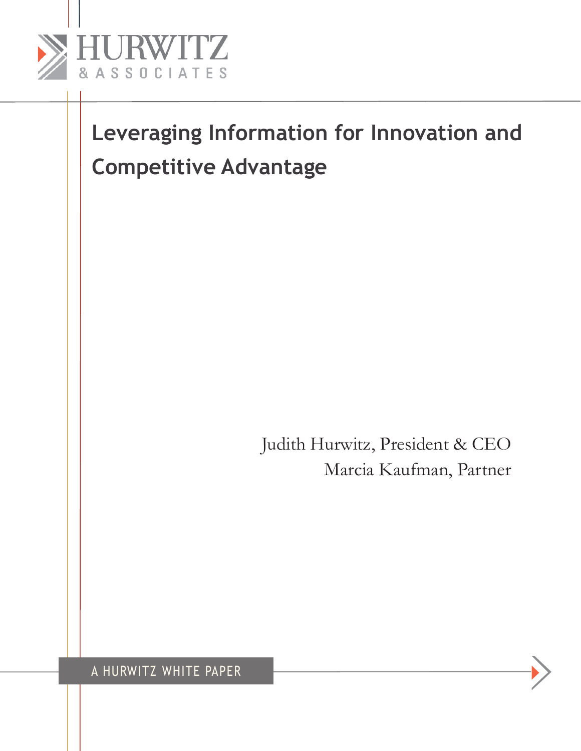HURWITZ & ASSOCIATES

# Leveraging Information for Innovation and Competitive Advantage

Judith Hurwitz, President & CEO
Marcia Kaufman, Partner

A HURWITZ WHITE PAPER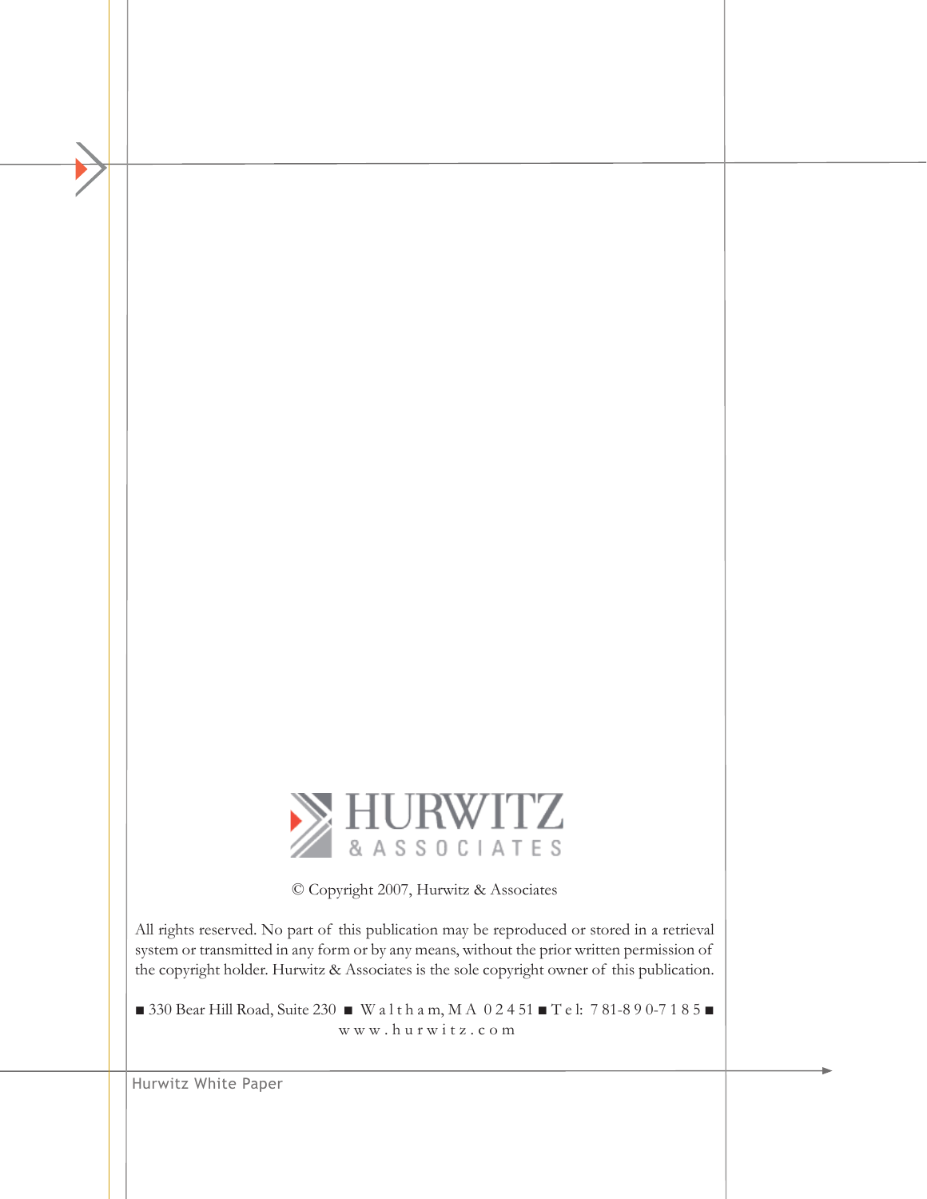HURWITZ
& ASSOCIATES

© Copyright 2007, Hurwitz & Associates

All rights reserved. No part of this publication may be reproduced or stored in a retrieval system or transmitted in any form or by any means, without the prior written permission of the copyright holder. Hurwitz & Associates is the sole copyright owner of this publication.

■ 330 Bear Hill Road, Suite 230 ■ Waltham, MA 02451 ■ Tel: 781-890-7185 ■
www.hurwitz.com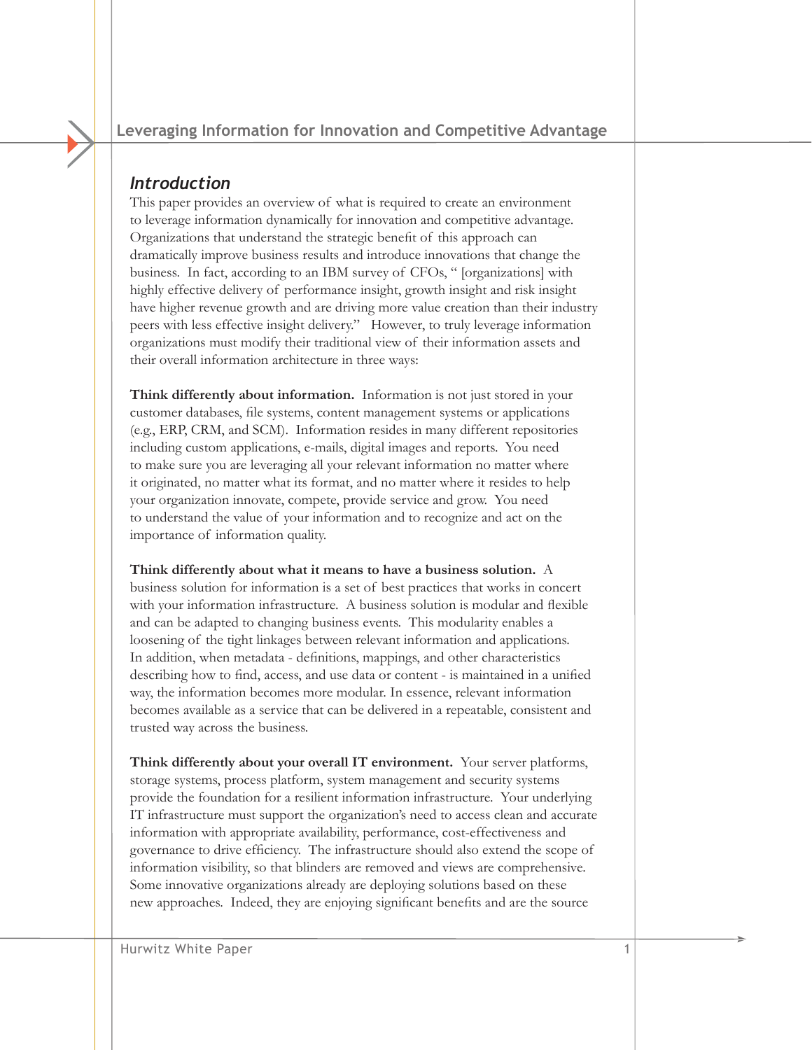## *Introduction*

This paper provides an overview of what is required to create an environment to leverage information dynamically for innovation and competitive advantage. Organizations that understand the strategic benefit of this approach can dramatically improve business results and introduce innovations that change the business. In fact, according to an IBM survey of CFOs, " [organizations] with highly effective delivery of performance insight, growth insight and risk insight have higher revenue growth and are driving more value creation than their industry peers with less effective insight delivery." However, to truly leverage information organizations must modify their traditional view of their information assets and their overall information architecture in three ways:

**Think differently about information.** Information is not just stored in your customer databases, file systems, content management systems or applications (e.g., ERP, CRM, and SCM). Information resides in many different repositories including custom applications, e-mails, digital images and reports. You need to make sure you are leveraging all your relevant information no matter where it originated, no matter what its format, and no matter where it resides to help your organization innovate, compete, provide service and grow. You need to understand the value of your information and to recognize and act on the importance of information quality.

**Think differently about what it means to have a business solution.** A business solution for information is a set of best practices that works in concert with your information infrastructure. A business solution is modular and flexible and can be adapted to changing business events. This modularity enables a loosening of the tight linkages between relevant information and applications. In addition, when metadata - definitions, mappings, and other characteristics describing how to find, access, and use data or content - is maintained in a unified way, the information becomes more modular. In essence, relevant information becomes available as a service that can be delivered in a repeatable, consistent and trusted way across the business.

**Think differently about your overall IT environment.** Your server platforms, storage systems, process platform, system management and security systems provide the foundation for a resilient information infrastructure. Your underlying IT infrastructure must support the organization's need to access clean and accurate information with appropriate availability, performance, cost-effectiveness and governance to drive efficiency. The infrastructure should also extend the scope of information visibility, so that blinders are removed and views are comprehensive. Some innovative organizations already are deploying solutions based on these new approaches. Indeed, they are enjoying significant benefits and are the source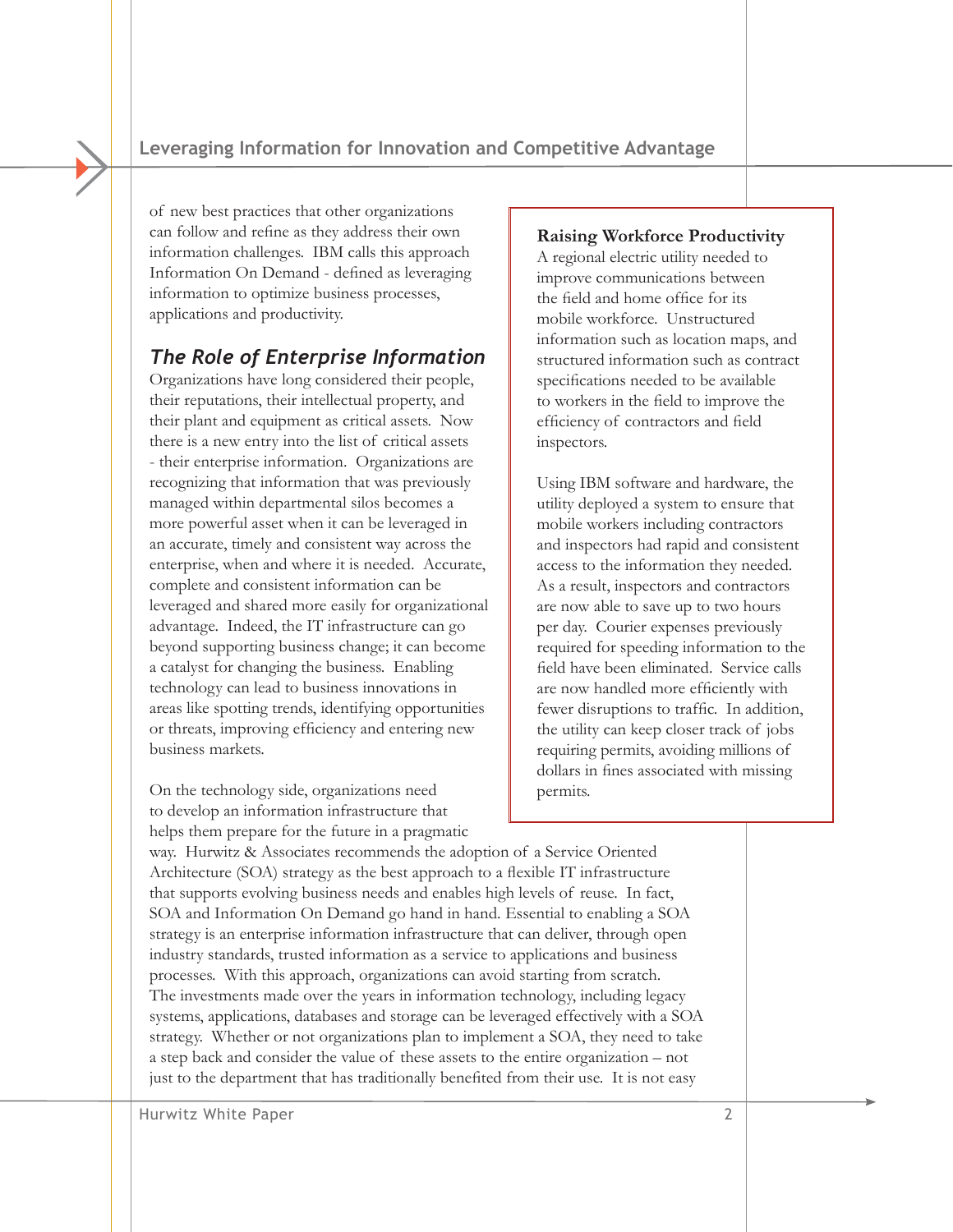of new best practices that other organizations can follow and refine as they address their own information challenges. IBM calls this approach Information On Demand - defined as leveraging information to optimize business processes, applications and productivity.

## *The Role of Enterprise Information*

Organizations have long considered their people, their reputations, their intellectual property, and their plant and equipment as critical assets. Now there is a new entry into the list of critical assets - their enterprise information. Organizations are recognizing that information that was previously managed within departmental silos becomes a more powerful asset when it can be leveraged in an accurate, timely and consistent way across the enterprise, when and where it is needed. Accurate, complete and consistent information can be leveraged and shared more easily for organizational advantage. Indeed, the IT infrastructure can go beyond supporting business change; it can become a catalyst for changing the business. Enabling technology can lead to business innovations in areas like spotting trends, identifying opportunities or threats, improving efficiency and entering new business markets.

**Raising Workforce Productivity**

A regional electric utility needed to improve communications between the field and home office for its mobile workforce. Unstructured information such as location maps, and structured information such as contract specifications needed to be available to workers in the field to improve the efficiency of contractors and field inspectors.

Using IBM software and hardware, the utility deployed a system to ensure that mobile workers including contractors and inspectors had rapid and consistent access to the information they needed. As a result, inspectors and contractors are now able to save up to two hours per day. Courier expenses previously required for speeding information to the field have been eliminated. Service calls are now handled more efficiently with fewer disruptions to traffic. In addition, the utility can keep closer track of jobs requiring permits, avoiding millions of dollars in fines associated with missing permits.

On the technology side, organizations need to develop an information infrastructure that helps them prepare for the future in a pragmatic way. Hurwitz & Associates recommends the adoption of a Service Oriented Architecture (SOA) strategy as the best approach to a flexible IT infrastructure that supports evolving business needs and enables high levels of reuse. In fact, SOA and Information On Demand go hand in hand. Essential to enabling a SOA strategy is an enterprise information infrastructure that can deliver, through open industry standards, trusted information as a service to applications and business processes. With this approach, organizations can avoid starting from scratch. The investments made over the years in information technology, including legacy systems, applications, databases and storage can be leveraged effectively with a SOA strategy. Whether or not organizations plan to implement a SOA, they need to take a step back and consider the value of these assets to the entire organization – not just to the department that has traditionally benefited from their use. It is not easy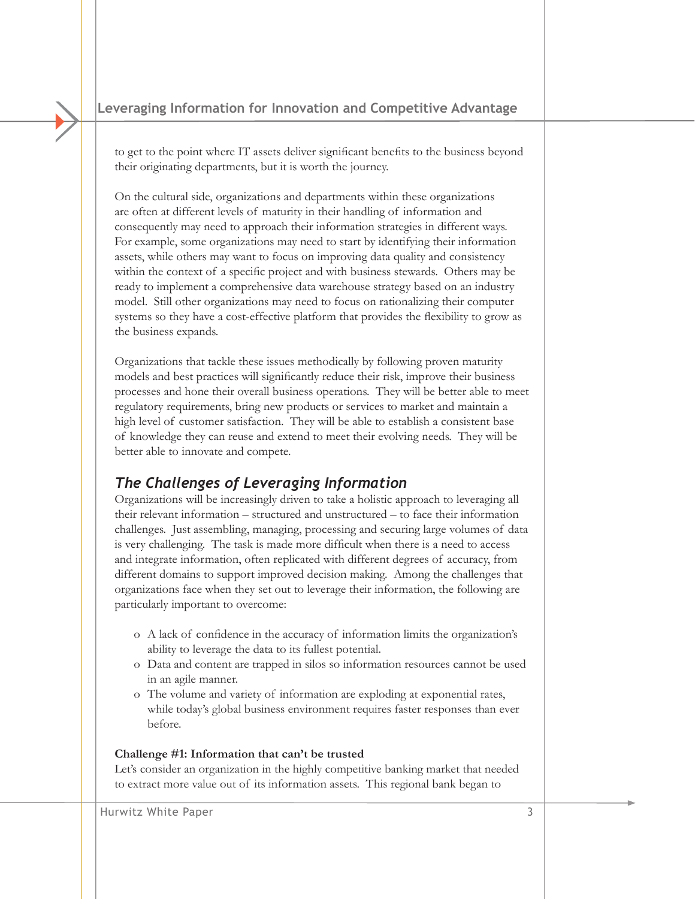to get to the point where IT assets deliver significant benefits to the business beyond their originating departments, but it is worth the journey.

On the cultural side, organizations and departments within these organizations are often at different levels of maturity in their handling of information and consequently may need to approach their information strategies in different ways. For example, some organizations may need to start by identifying their information assets, while others may want to focus on improving data quality and consistency within the context of a specific project and with business stewards. Others may be ready to implement a comprehensive data warehouse strategy based on an industry model. Still other organizations may need to focus on rationalizing their computer systems so they have a cost-effective platform that provides the flexibility to grow as the business expands.

Organizations that tackle these issues methodically by following proven maturity models and best practices will significantly reduce their risk, improve their business processes and hone their overall business operations. They will be better able to meet regulatory requirements, bring new products or services to market and maintain a high level of customer satisfaction. They will be able to establish a consistent base of knowledge they can reuse and extend to meet their evolving needs. They will be better able to innovate and compete.

## *The Challenges of Leveraging Information*

Organizations will be increasingly driven to take a holistic approach to leveraging all their relevant information – structured and unstructured – to face their information challenges. Just assembling, managing, processing and securing large volumes of data is very challenging. The task is made more difficult when there is a need to access and integrate information, often replicated with different degrees of accuracy, from different domains to support improved decision making. Among the challenges that organizations face when they set out to leverage their information, the following are particularly important to overcome:

- A lack of confidence in the accuracy of information limits the organization's ability to leverage the data to its fullest potential.
- Data and content are trapped in silos so information resources cannot be used in an agile manner.
- The volume and variety of information are exploding at exponential rates, while today's global business environment requires faster responses than ever before.

**Challenge #1: Information that can't be trusted**

Let's consider an organization in the highly competitive banking market that needed to extract more value out of its information assets. This regional bank began to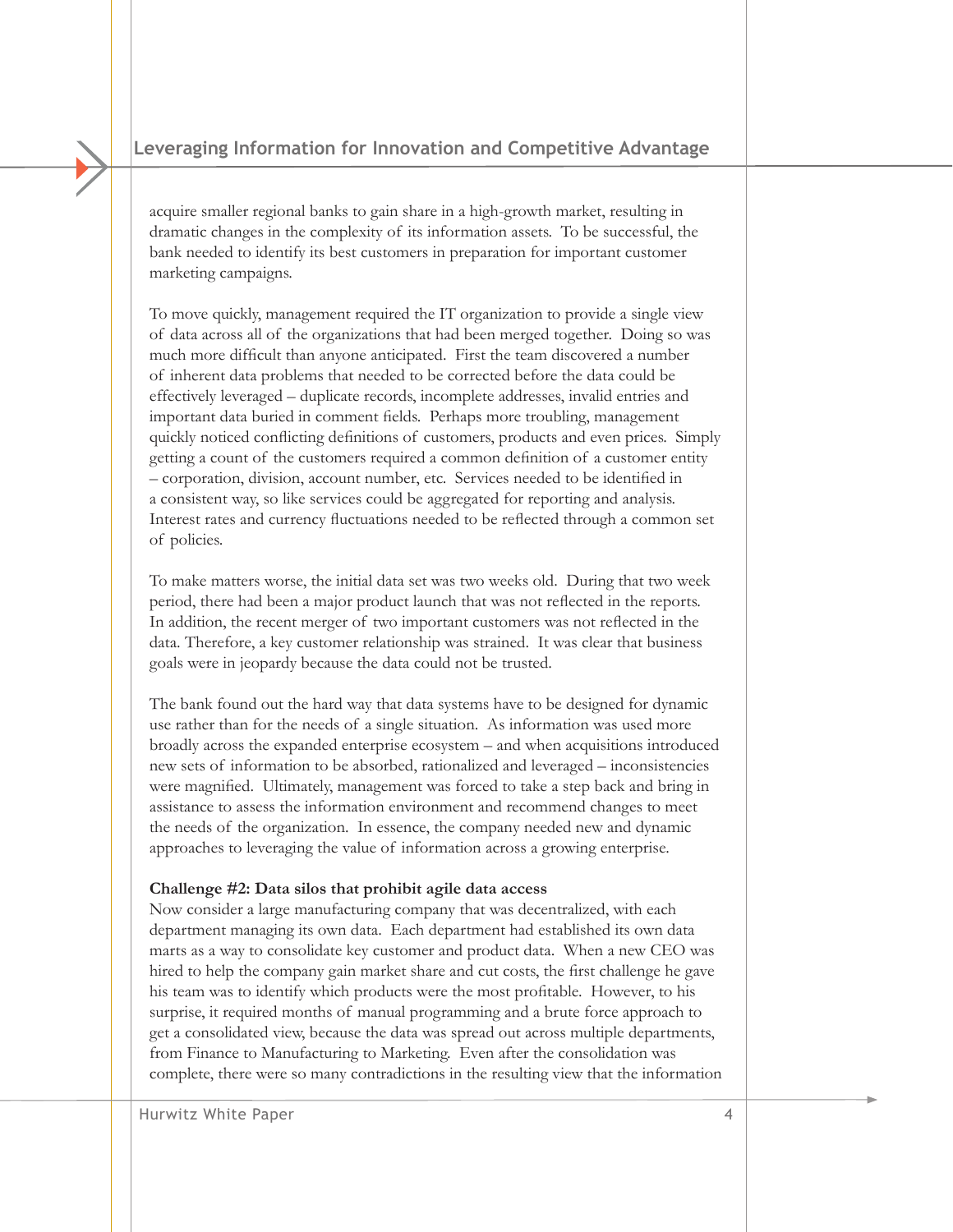acquire smaller regional banks to gain share in a high-growth market, resulting in dramatic changes in the complexity of its information assets. To be successful, the bank needed to identify its best customers in preparation for important customer marketing campaigns.

To move quickly, management required the IT organization to provide a single view of data across all of the organizations that had been merged together. Doing so was much more difficult than anyone anticipated. First the team discovered a number of inherent data problems that needed to be corrected before the data could be effectively leveraged – duplicate records, incomplete addresses, invalid entries and important data buried in comment fields. Perhaps more troubling, management quickly noticed conflicting definitions of customers, products and even prices. Simply getting a count of the customers required a common definition of a customer entity – corporation, division, account number, etc. Services needed to be identified in a consistent way, so like services could be aggregated for reporting and analysis. Interest rates and currency fluctuations needed to be reflected through a common set of policies.

To make matters worse, the initial data set was two weeks old. During that two week period, there had been a major product launch that was not reflected in the reports. In addition, the recent merger of two important customers was not reflected in the data. Therefore, a key customer relationship was strained. It was clear that business goals were in jeopardy because the data could not be trusted.

The bank found out the hard way that data systems have to be designed for dynamic use rather than for the needs of a single situation. As information was used more broadly across the expanded enterprise ecosystem – and when acquisitions introduced new sets of information to be absorbed, rationalized and leveraged – inconsistencies were magnified. Ultimately, management was forced to take a step back and bring in assistance to assess the information environment and recommend changes to meet the needs of the organization. In essence, the company needed new and dynamic approaches to leveraging the value of information across a growing enterprise.

**Challenge #2: Data silos that prohibit agile data access**

Now consider a large manufacturing company that was decentralized, with each department managing its own data. Each department had established its own data marts as a way to consolidate key customer and product data. When a new CEO was hired to help the company gain market share and cut costs, the first challenge he gave his team was to identify which products were the most profitable. However, to his surprise, it required months of manual programming and a brute force approach to get a consolidated view, because the data was spread out across multiple departments, from Finance to Manufacturing to Marketing. Even after the consolidation was complete, there were so many contradictions in the resulting view that the information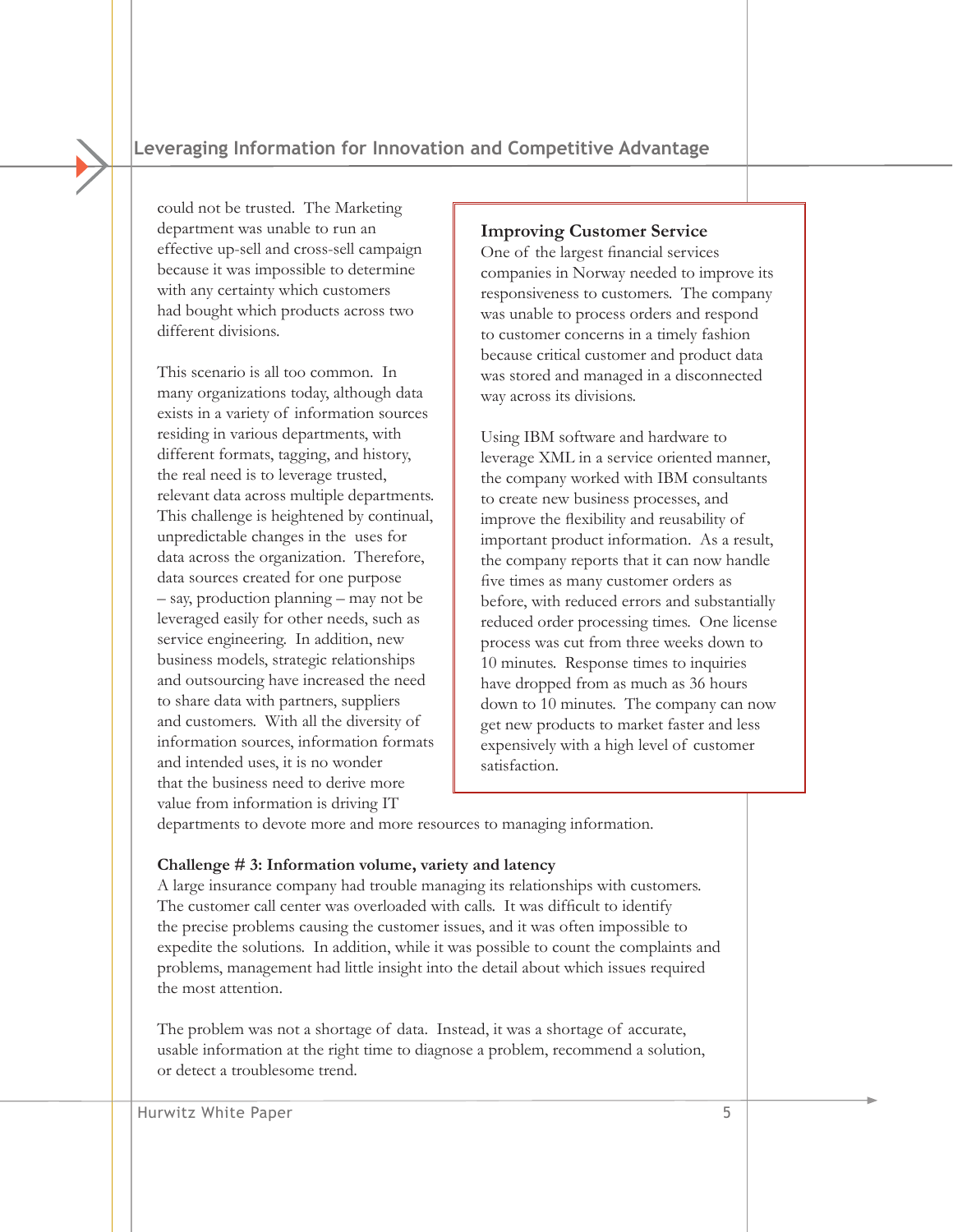could not be trusted. The Marketing department was unable to run an effective up-sell and cross-sell campaign because it was impossible to determine with any certainty which customers had bought which products across two different divisions.

This scenario is all too common. In many organizations today, although data exists in a variety of information sources residing in various departments, with different formats, tagging, and history, the real need is to leverage trusted, relevant data across multiple departments. This challenge is heightened by continual, unpredictable changes in the uses for data across the organization. Therefore, data sources created for one purpose – say, production planning – may not be leveraged easily for other needs, such as service engineering. In addition, new business models, strategic relationships and outsourcing have increased the need to share data with partners, suppliers and customers. With all the diversity of information sources, information formats and intended uses, it is no wonder that the business need to derive more value from information is driving IT departments to devote more and more resources to managing information.

> **Improving Customer Service**
>
> One of the largest financial services companies in Norway needed to improve its responsiveness to customers. The company was unable to process orders and respond to customer concerns in a timely fashion because critical customer and product data was stored and managed in a disconnected way across its divisions.
>
> Using IBM software and hardware to leverage XML in a service oriented manner, the company worked with IBM consultants to create new business processes, and improve the flexibility and reusability of important product information. As a result, the company reports that it can now handle five times as many customer orders as before, with reduced errors and substantially reduced order processing times. One license process was cut from three weeks down to 10 minutes. Response times to inquiries have dropped from as much as 36 hours down to 10 minutes. The company can now get new products to market faster and less expensively with a high level of customer satisfaction.

**Challenge # 3: Information volume, variety and latency**

A large insurance company had trouble managing its relationships with customers. The customer call center was overloaded with calls. It was difficult to identify the precise problems causing the customer issues, and it was often impossible to expedite the solutions. In addition, while it was possible to count the complaints and problems, management had little insight into the detail about which issues required the most attention.

The problem was not a shortage of data. Instead, it was a shortage of accurate, usable information at the right time to diagnose a problem, recommend a solution, or detect a troublesome trend.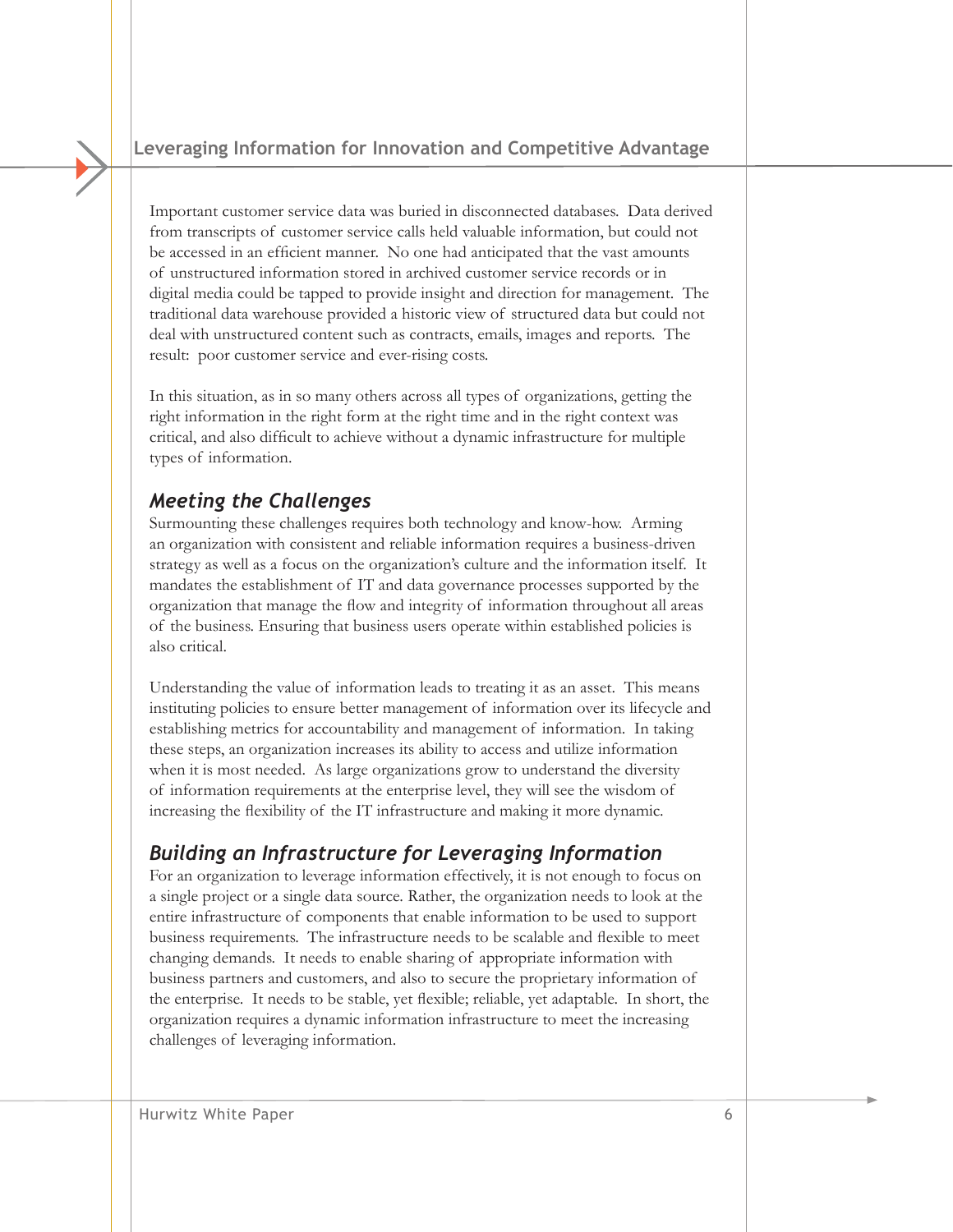Important customer service data was buried in disconnected databases. Data derived from transcripts of customer service calls held valuable information, but could not be accessed in an efficient manner. No one had anticipated that the vast amounts of unstructured information stored in archived customer service records or in digital media could be tapped to provide insight and direction for management. The traditional data warehouse provided a historic view of structured data but could not deal with unstructured content such as contracts, emails, images and reports. The result: poor customer service and ever-rising costs.

In this situation, as in so many others across all types of organizations, getting the right information in the right form at the right time and in the right context was critical, and also difficult to achieve without a dynamic infrastructure for multiple types of information.

## *Meeting the Challenges*

Surmounting these challenges requires both technology and know-how. Arming an organization with consistent and reliable information requires a business-driven strategy as well as a focus on the organization's culture and the information itself. It mandates the establishment of IT and data governance processes supported by the organization that manage the flow and integrity of information throughout all areas of the business. Ensuring that business users operate within established policies is also critical.

Understanding the value of information leads to treating it as an asset. This means instituting policies to ensure better management of information over its lifecycle and establishing metrics for accountability and management of information. In taking these steps, an organization increases its ability to access and utilize information when it is most needed. As large organizations grow to understand the diversity of information requirements at the enterprise level, they will see the wisdom of increasing the flexibility of the IT infrastructure and making it more dynamic.

## *Building an Infrastructure for Leveraging Information*

For an organization to leverage information effectively, it is not enough to focus on a single project or a single data source. Rather, the organization needs to look at the entire infrastructure of components that enable information to be used to support business requirements. The infrastructure needs to be scalable and flexible to meet changing demands. It needs to enable sharing of appropriate information with business partners and customers, and also to secure the proprietary information of the enterprise. It needs to be stable, yet flexible; reliable, yet adaptable. In short, the organization requires a dynamic information infrastructure to meet the increasing challenges of leveraging information.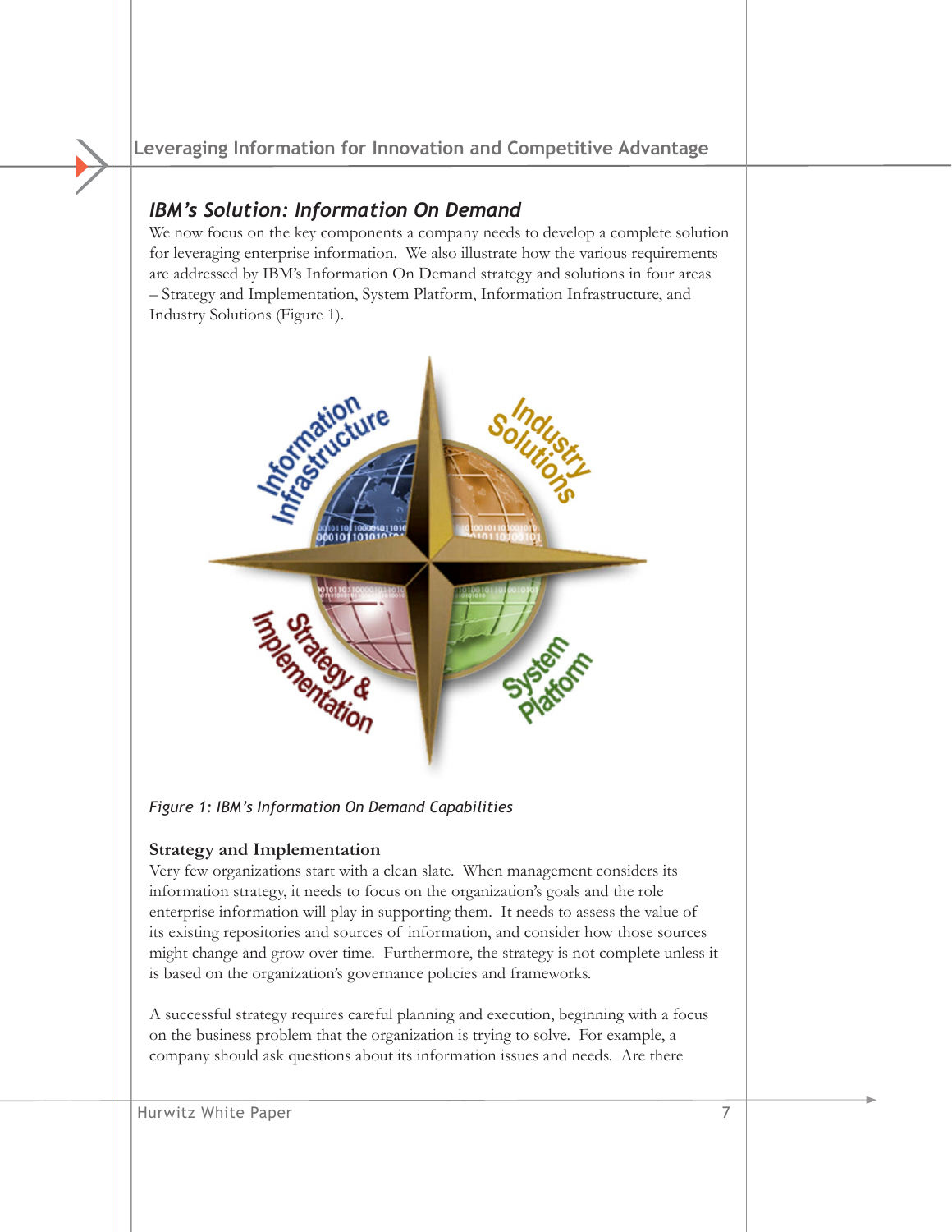## *IBM's Solution: Information On Demand*

We now focus on the key components a company needs to develop a complete solution for leveraging enterprise information. We also illustrate how the various requirements are addressed by IBM's Information On Demand strategy and solutions in four areas – Strategy and Implementation, System Platform, Information Infrastructure, and Industry Solutions (Figure 1).

*Figure 1: IBM's Information On Demand Capabilities*

### Strategy and Implementation

Very few organizations start with a clean slate. When management considers its information strategy, it needs to focus on the organization's goals and the role enterprise information will play in supporting them. It needs to assess the value of its existing repositories and sources of information, and consider how those sources might change and grow over time. Furthermore, the strategy is not complete unless it is based on the organization's governance policies and frameworks.

A successful strategy requires careful planning and execution, beginning with a focus on the business problem that the organization is trying to solve. For example, a company should ask questions about its information issues and needs. Are there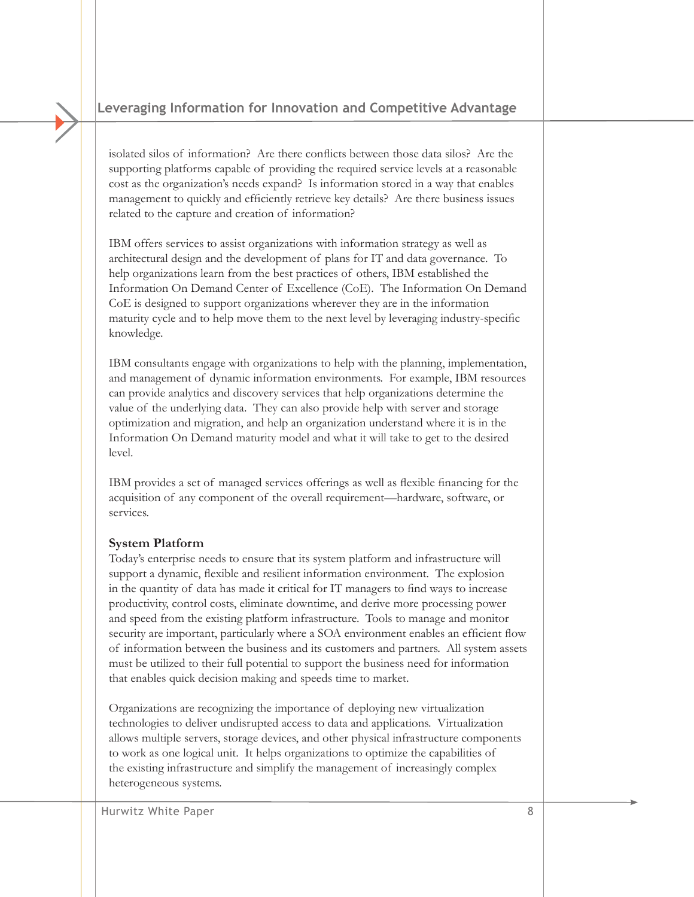isolated silos of information? Are there conflicts between those data silos? Are the supporting platforms capable of providing the required service levels at a reasonable cost as the organization's needs expand? Is information stored in a way that enables management to quickly and efficiently retrieve key details? Are there business issues related to the capture and creation of information?

IBM offers services to assist organizations with information strategy as well as architectural design and the development of plans for IT and data governance. To help organizations learn from the best practices of others, IBM established the Information On Demand Center of Excellence (CoE). The Information On Demand CoE is designed to support organizations wherever they are in the information maturity cycle and to help move them to the next level by leveraging industry-specific knowledge.

IBM consultants engage with organizations to help with the planning, implementation, and management of dynamic information environments. For example, IBM resources can provide analytics and discovery services that help organizations determine the value of the underlying data. They can also provide help with server and storage optimization and migration, and help an organization understand where it is in the Information On Demand maturity model and what it will take to get to the desired level.

IBM provides a set of managed services offerings as well as flexible financing for the acquisition of any component of the overall requirement—hardware, software, or services.

**System Platform**

Today's enterprise needs to ensure that its system platform and infrastructure will support a dynamic, flexible and resilient information environment. The explosion in the quantity of data has made it critical for IT managers to find ways to increase productivity, control costs, eliminate downtime, and derive more processing power and speed from the existing platform infrastructure. Tools to manage and monitor security are important, particularly where a SOA environment enables an efficient flow of information between the business and its customers and partners. All system assets must be utilized to their full potential to support the business need for information that enables quick decision making and speeds time to market.

Organizations are recognizing the importance of deploying new virtualization technologies to deliver undisrupted access to data and applications. Virtualization allows multiple servers, storage devices, and other physical infrastructure components to work as one logical unit. It helps organizations to optimize the capabilities of the existing infrastructure and simplify the management of increasingly complex heterogeneous systems.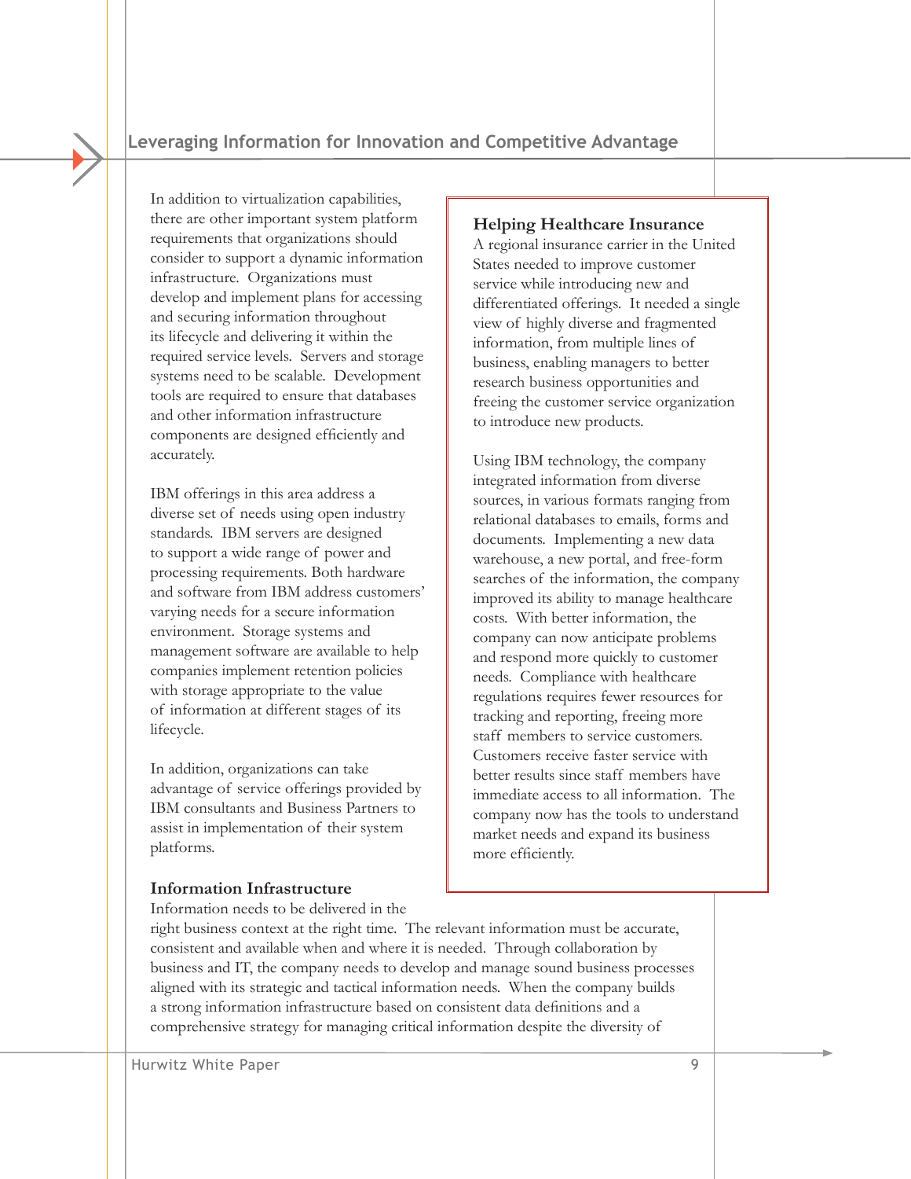In addition to virtualization capabilities, there are other important system platform requirements that organizations should consider to support a dynamic information infrastructure. Organizations must develop and implement plans for accessing and securing information throughout its lifecycle and delivering it within the required service levels. Servers and storage systems need to be scalable. Development tools are required to ensure that databases and other information infrastructure components are designed efficiently and accurately.

IBM offerings in this area address a diverse set of needs using open industry standards. IBM servers are designed to support a wide range of power and processing requirements. Both hardware and software from IBM address customers' varying needs for a secure information environment. Storage systems and management software are available to help companies implement retention policies with storage appropriate to the value of information at different stages of its lifecycle.

In addition, organizations can take advantage of service offerings provided by IBM consultants and Business Partners to assist in implementation of their system platforms.

### Helping Healthcare Insurance

A regional insurance carrier in the United States needed to improve customer service while introducing new and differentiated offerings. It needed a single view of highly diverse and fragmented information, from multiple lines of business, enabling managers to better research business opportunities and freeing the customer service organization to introduce new products.

Using IBM technology, the company integrated information from diverse sources, in various formats ranging from relational databases to emails, forms and documents. Implementing a new data warehouse, a new portal, and free-form searches of the information, the company improved its ability to manage healthcare costs. With better information, the company can now anticipate problems and respond more quickly to customer needs. Compliance with healthcare regulations requires fewer resources for tracking and reporting, freeing more staff members to service customers. Customers receive faster service with better results since staff members have immediate access to all information. The company now has the tools to understand market needs and expand its business more efficiently.

### Information Infrastructure

Information needs to be delivered in the right business context at the right time. The relevant information must be accurate, consistent and available when and where it is needed. Through collaboration by business and IT, the company needs to develop and manage sound business processes aligned with its strategic and tactical information needs. When the company builds a strong information infrastructure based on consistent data definitions and a comprehensive strategy for managing critical information despite the diversity of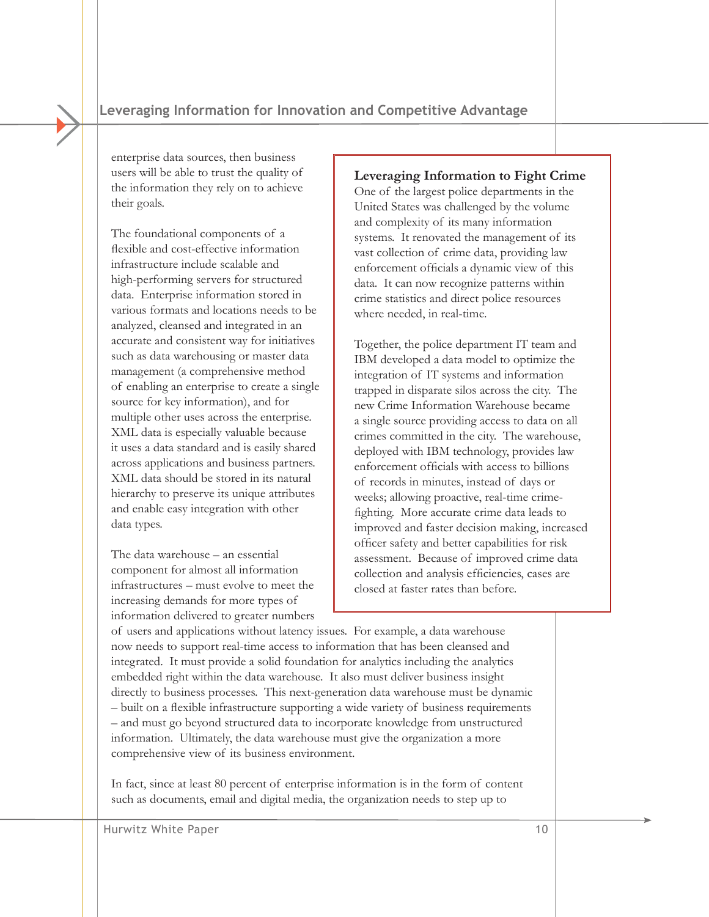enterprise data sources, then business users will be able to trust the quality of the information they rely on to achieve their goals.

The foundational components of a flexible and cost-effective information infrastructure include scalable and high-performing servers for structured data. Enterprise information stored in various formats and locations needs to be analyzed, cleansed and integrated in an accurate and consistent way for initiatives such as data warehousing or master data management (a comprehensive method of enabling an enterprise to create a single source for key information), and for multiple other uses across the enterprise. XML data is especially valuable because it uses a data standard and is easily shared across applications and business partners. XML data should be stored in its natural hierarchy to preserve its unique attributes and enable easy integration with other data types.

The data warehouse – an essential component for almost all information infrastructures – must evolve to meet the increasing demands for more types of information delivered to greater numbers of users and applications without latency issues. For example, a data warehouse now needs to support real-time access to information that has been cleansed and integrated. It must provide a solid foundation for analytics including the analytics embedded right within the data warehouse. It also must deliver business insight directly to business processes. This next-generation data warehouse must be dynamic – built on a flexible infrastructure supporting a wide variety of business requirements – and must go beyond structured data to incorporate knowledge from unstructured information. Ultimately, the data warehouse must give the organization a more comprehensive view of its business environment.

In fact, since at least 80 percent of enterprise information is in the form of content such as documents, email and digital media, the organization needs to step up to

> **Leveraging Information to Fight Crime**
>
> One of the largest police departments in the United States was challenged by the volume and complexity of its many information systems. It renovated the management of its vast collection of crime data, providing law enforcement officials a dynamic view of this data. It can now recognize patterns within crime statistics and direct police resources where needed, in real-time.
>
> Together, the police department IT team and IBM developed a data model to optimize the integration of IT systems and information trapped in disparate silos across the city. The new Crime Information Warehouse became a single source providing access to data on all crimes committed in the city. The warehouse, deployed with IBM technology, provides law enforcement officials with access to billions of records in minutes, instead of days or weeks; allowing proactive, real-time crime-fighting. More accurate crime data leads to improved and faster decision making, increased officer safety and better capabilities for risk assessment. Because of improved crime data collection and analysis efficiencies, cases are closed at faster rates than before.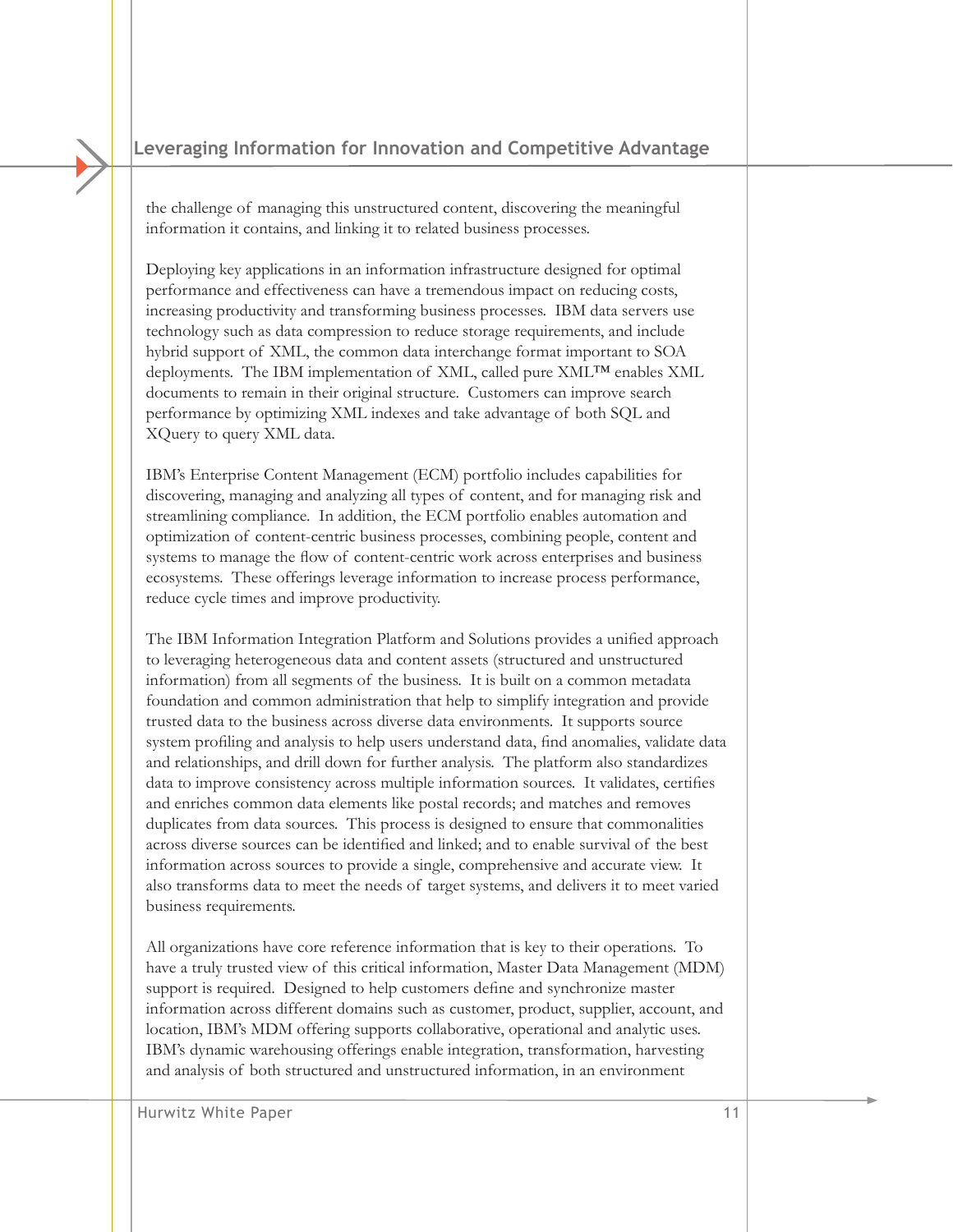the challenge of managing this unstructured content, discovering the meaningful information it contains, and linking it to related business processes.

Deploying key applications in an information infrastructure designed for optimal performance and effectiveness can have a tremendous impact on reducing costs, increasing productivity and transforming business processes. IBM data servers use technology such as data compression to reduce storage requirements, and include hybrid support of XML, the common data interchange format important to SOA deployments. The IBM implementation of XML, called pure XML™ enables XML documents to remain in their original structure. Customers can improve search performance by optimizing XML indexes and take advantage of both SQL and XQuery to query XML data.

IBM's Enterprise Content Management (ECM) portfolio includes capabilities for discovering, managing and analyzing all types of content, and for managing risk and streamlining compliance. In addition, the ECM portfolio enables automation and optimization of content-centric business processes, combining people, content and systems to manage the flow of content-centric work across enterprises and business ecosystems. These offerings leverage information to increase process performance, reduce cycle times and improve productivity.

The IBM Information Integration Platform and Solutions provides a unified approach to leveraging heterogeneous data and content assets (structured and unstructured information) from all segments of the business. It is built on a common metadata foundation and common administration that help to simplify integration and provide trusted data to the business across diverse data environments. It supports source system profiling and analysis to help users understand data, find anomalies, validate data and relationships, and drill down for further analysis. The platform also standardizes data to improve consistency across multiple information sources. It validates, certifies and enriches common data elements like postal records; and matches and removes duplicates from data sources. This process is designed to ensure that commonalities across diverse sources can be identified and linked; and to enable survival of the best information across sources to provide a single, comprehensive and accurate view. It also transforms data to meet the needs of target systems, and delivers it to meet varied business requirements.

All organizations have core reference information that is key to their operations. To have a truly trusted view of this critical information, Master Data Management (MDM) support is required. Designed to help customers define and synchronize master information across different domains such as customer, product, supplier, account, and location, IBM's MDM offering supports collaborative, operational and analytic uses. IBM's dynamic warehousing offerings enable integration, transformation, harvesting and analysis of both structured and unstructured information, in an environment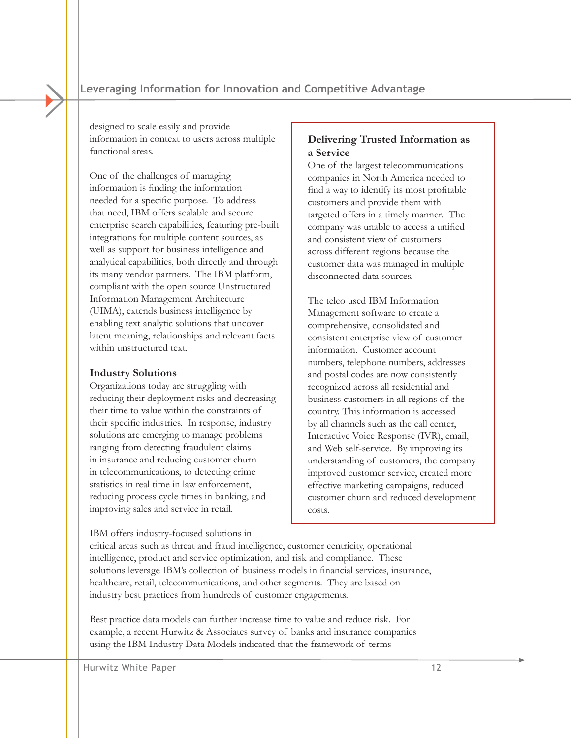designed to scale easily and provide information in context to users across multiple functional areas.

One of the challenges of managing information is finding the information needed for a specific purpose. To address that need, IBM offers scalable and secure enterprise search capabilities, featuring pre-built integrations for multiple content sources, as well as support for business intelligence and analytical capabilities, both directly and through its many vendor partners. The IBM platform, compliant with the open source Unstructured Information Management Architecture (UIMA), extends business intelligence by enabling text analytic solutions that uncover latent meaning, relationships and relevant facts within unstructured text.

### Industry Solutions

Organizations today are struggling with reducing their deployment risks and decreasing their time to value within the constraints of their specific industries. In response, industry solutions are emerging to manage problems ranging from detecting fraudulent claims in insurance and reducing customer churn in telecommunications, to detecting crime statistics in real time in law enforcement, reducing process cycle times in banking, and improving sales and service in retail.

> **Delivering Trusted Information as a Service**
>
> One of the largest telecommunications companies in North America needed to find a way to identify its most profitable customers and provide them with targeted offers in a timely manner. The company was unable to access a unified and consistent view of customers across different regions because the customer data was managed in multiple disconnected data sources.
>
> The telco used IBM Information Management software to create a comprehensive, consolidated and consistent enterprise view of customer information. Customer account numbers, telephone numbers, addresses and postal codes are now consistently recognized across all residential and business customers in all regions of the country. This information is accessed by all channels such as the call center, Interactive Voice Response (IVR), email, and Web self-service. By improving its understanding of customers, the company improved customer service, created more effective marketing campaigns, reduced customer churn and reduced development costs.

IBM offers industry-focused solutions in critical areas such as threat and fraud intelligence, customer centricity, operational intelligence, product and service optimization, and risk and compliance. These solutions leverage IBM's collection of business models in financial services, insurance, healthcare, retail, telecommunications, and other segments. They are based on industry best practices from hundreds of customer engagements.

Best practice data models can further increase time to value and reduce risk. For example, a recent Hurwitz & Associates survey of banks and insurance companies using the IBM Industry Data Models indicated that the framework of terms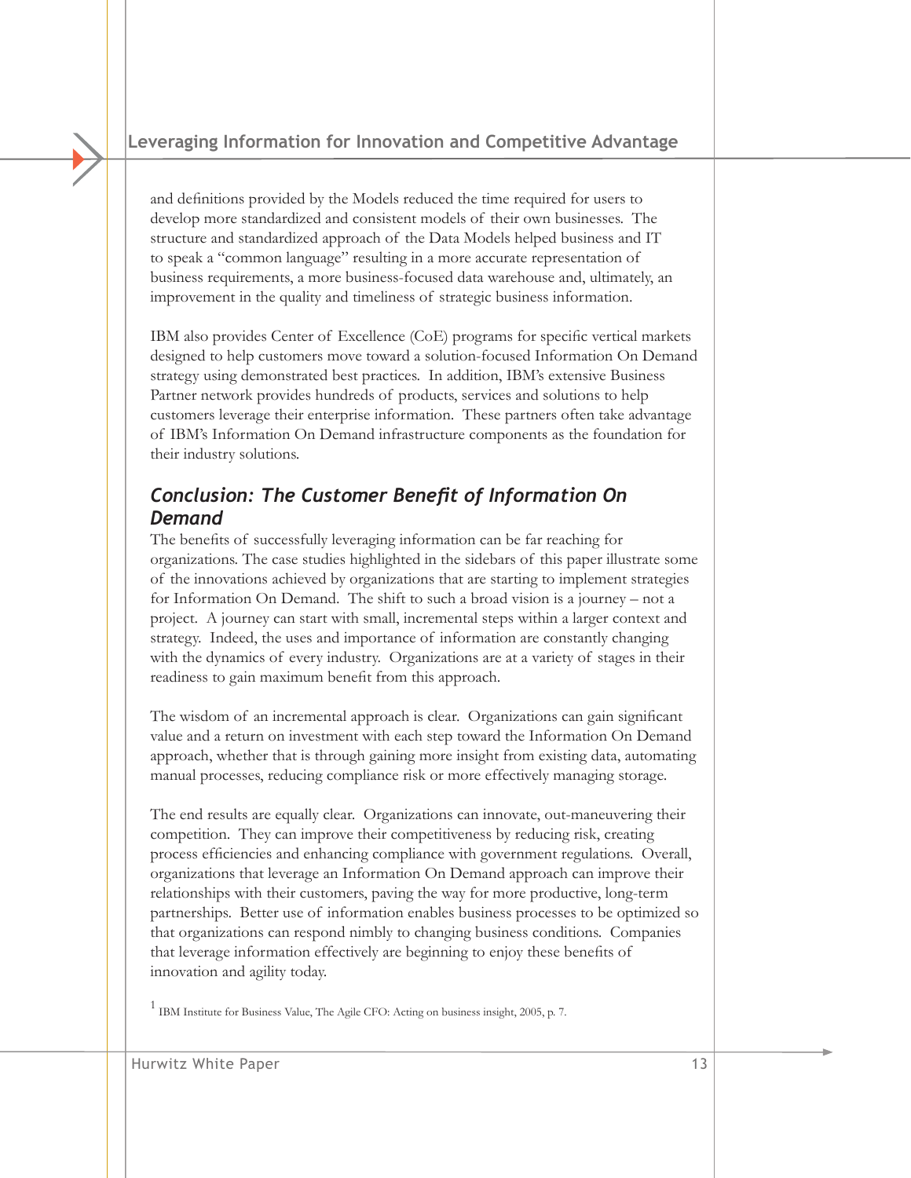and definitions provided by the Models reduced the time required for users to develop more standardized and consistent models of their own businesses. The structure and standardized approach of the Data Models helped business and IT to speak a "common language" resulting in a more accurate representation of business requirements, a more business-focused data warehouse and, ultimately, an improvement in the quality and timeliness of strategic business information.

IBM also provides Center of Excellence (CoE) programs for specific vertical markets designed to help customers move toward a solution-focused Information On Demand strategy using demonstrated best practices. In addition, IBM's extensive Business Partner network provides hundreds of products, services and solutions to help customers leverage their enterprise information. These partners often take advantage of IBM's Information On Demand infrastructure components as the foundation for their industry solutions.

## *Conclusion: The Customer Benefit of Information On Demand*

The benefits of successfully leveraging information can be far reaching for organizations. The case studies highlighted in the sidebars of this paper illustrate some of the innovations achieved by organizations that are starting to implement strategies for Information On Demand. The shift to such a broad vision is a journey – not a project. A journey can start with small, incremental steps within a larger context and strategy. Indeed, the uses and importance of information are constantly changing with the dynamics of every industry. Organizations are at a variety of stages in their readiness to gain maximum benefit from this approach.

The wisdom of an incremental approach is clear. Organizations can gain significant value and a return on investment with each step toward the Information On Demand approach, whether that is through gaining more insight from existing data, automating manual processes, reducing compliance risk or more effectively managing storage.

The end results are equally clear. Organizations can innovate, out-maneuvering their competition. They can improve their competitiveness by reducing risk, creating process efficiencies and enhancing compliance with government regulations. Overall, organizations that leverage an Information On Demand approach can improve their relationships with their customers, paving the way for more productive, long-term partnerships. Better use of information enables business processes to be optimized so that organizations can respond nimbly to changing business conditions. Companies that leverage information effectively are beginning to enjoy these benefits of innovation and agility today.

[1] IBM Institute for Business Value, The Agile CFO: Acting on business insight, 2005, p. 7.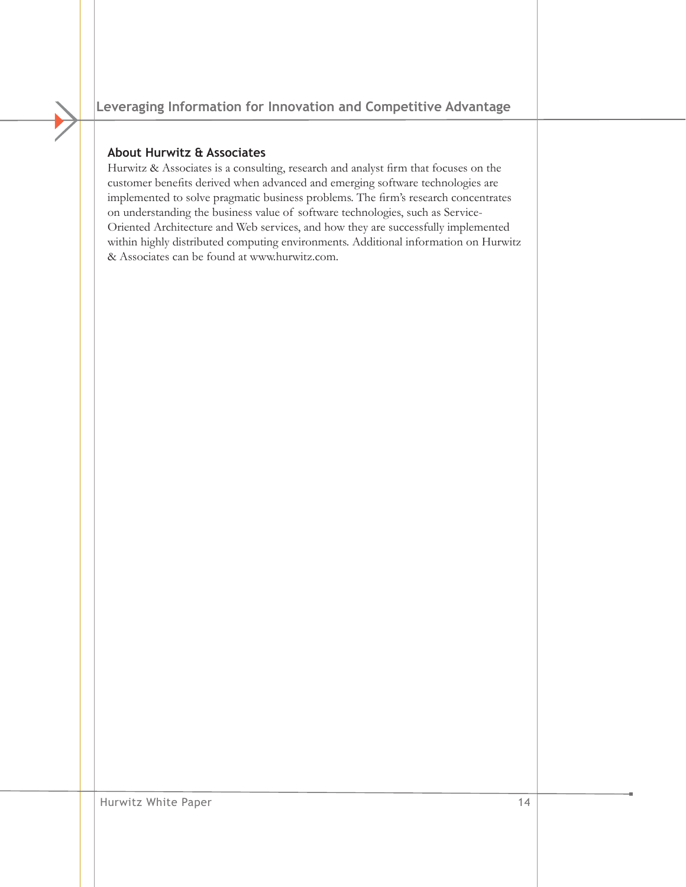## About Hurwitz & Associates

Hurwitz & Associates is a consulting, research and analyst firm that focuses on the customer benefits derived when advanced and emerging software technologies are implemented to solve pragmatic business problems. The firm's research concentrates on understanding the business value of software technologies, such as Service-Oriented Architecture and Web services, and how they are successfully implemented within highly distributed computing environments. Additional information on Hurwitz & Associates can be found at www.hurwitz.com.